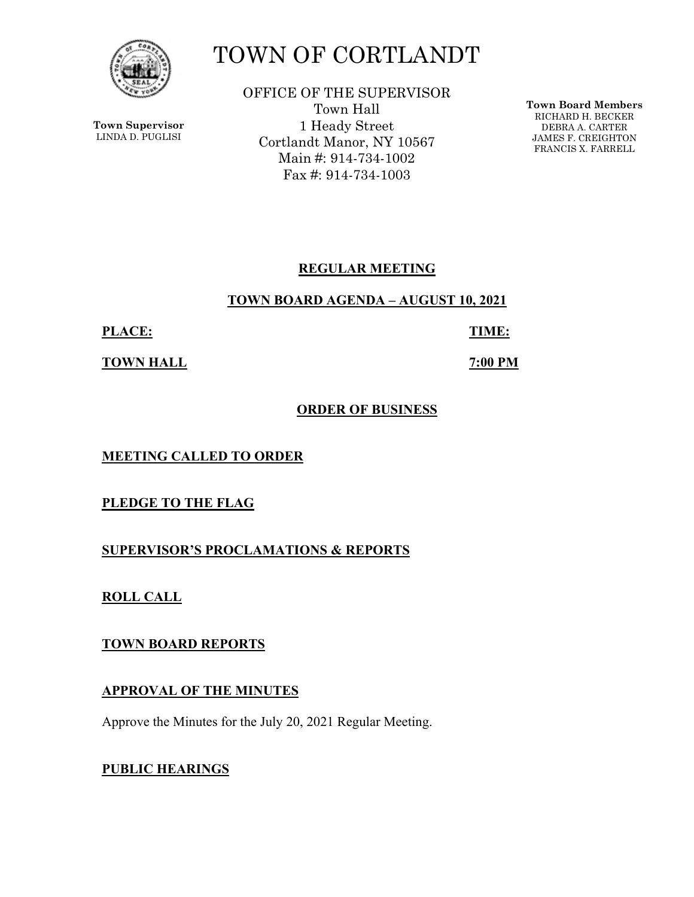# TOWN OF CORTLANDT

**Town Supervisor**
LINDA D. PUGLISI

OFFICE OF THE SUPERVISOR
Town Hall
1 Heady Street
Cortlandt Manor, NY 10567
Main #: 914-734-1002
Fax #: 914-734-1003

**Town Board Members**
RICHARD H. BECKER
DEBRA A. CARTER
JAMES F. CREIGHTON
FRANCIS X. FARRELL

## REGULAR MEETING

## TOWN BOARD AGENDA – AUGUST 10, 2021

**PLACE:** **TOWN HALL**

**TIME:** **7:00 PM**

## ORDER OF BUSINESS

**MEETING CALLED TO ORDER**

**PLEDGE TO THE FLAG**

**SUPERVISOR'S PROCLAMATIONS & REPORTS**

**ROLL CALL**

**TOWN BOARD REPORTS**

**APPROVAL OF THE MINUTES**

Approve the Minutes for the July 20, 2021 Regular Meeting.

**PUBLIC HEARINGS**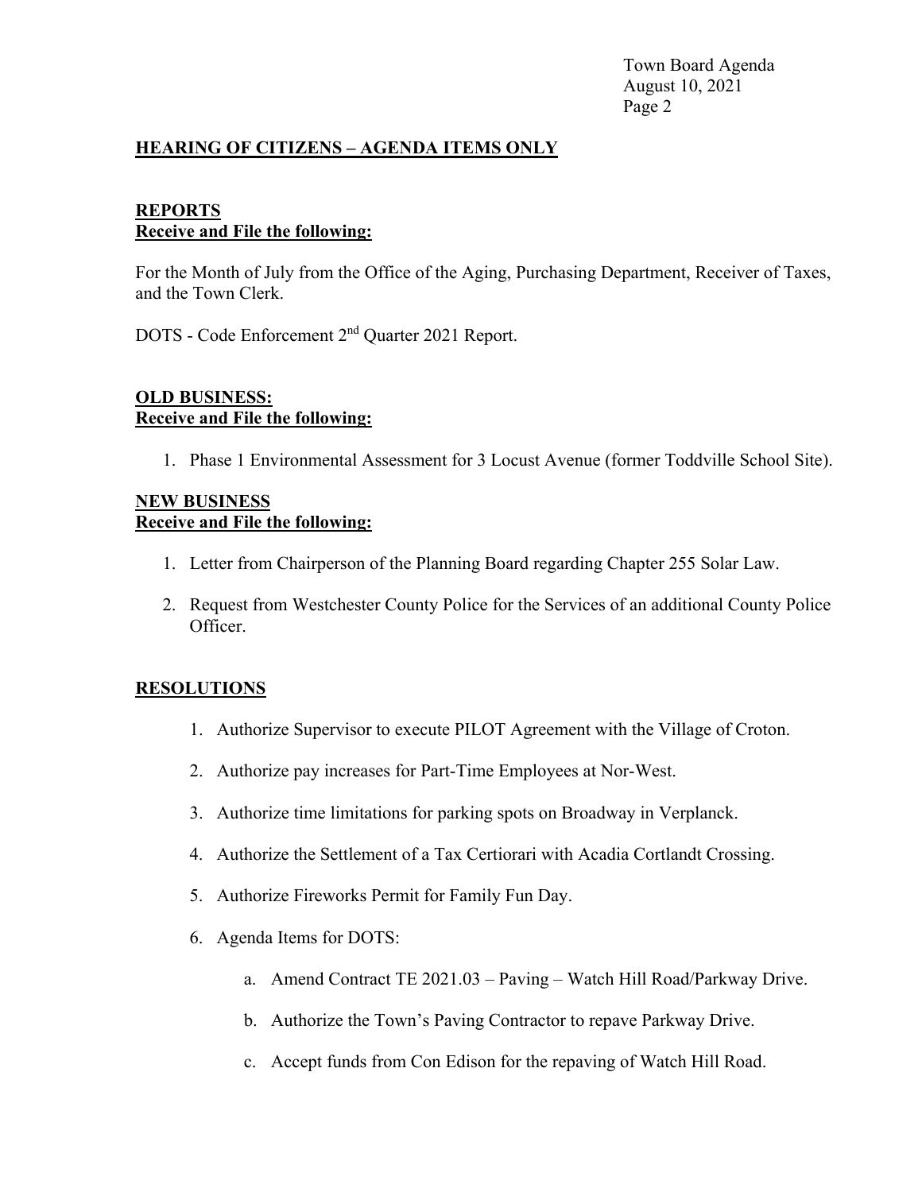## HEARING OF CITIZENS – AGENDA ITEMS ONLY

## REPORTS

**Receive and File the following:**

For the Month of July from the Office of the Aging, Purchasing Department, Receiver of Taxes, and the Town Clerk.

DOTS - Code Enforcement 2nd Quarter 2021 Report.

## OLD BUSINESS:

**Receive and File the following:**

1. Phase 1 Environmental Assessment for 3 Locust Avenue (former Toddville School Site).

## NEW BUSINESS

**Receive and File the following:**

1. Letter from Chairperson of the Planning Board regarding Chapter 255 Solar Law.
2. Request from Westchester County Police for the Services of an additional County Police Officer.

## RESOLUTIONS

1. Authorize Supervisor to execute PILOT Agreement with the Village of Croton.
2. Authorize pay increases for Part-Time Employees at Nor-West.
3. Authorize time limitations for parking spots on Broadway in Verplanck.
4. Authorize the Settlement of a Tax Certiorari with Acadia Cortlandt Crossing.
5. Authorize Fireworks Permit for Family Fun Day.
6. Agenda Items for DOTS:
    a. Amend Contract TE 2021.03 – Paving – Watch Hill Road/Parkway Drive.
    b. Authorize the Town's Paving Contractor to repave Parkway Drive.
    c. Accept funds from Con Edison for the repaving of Watch Hill Road.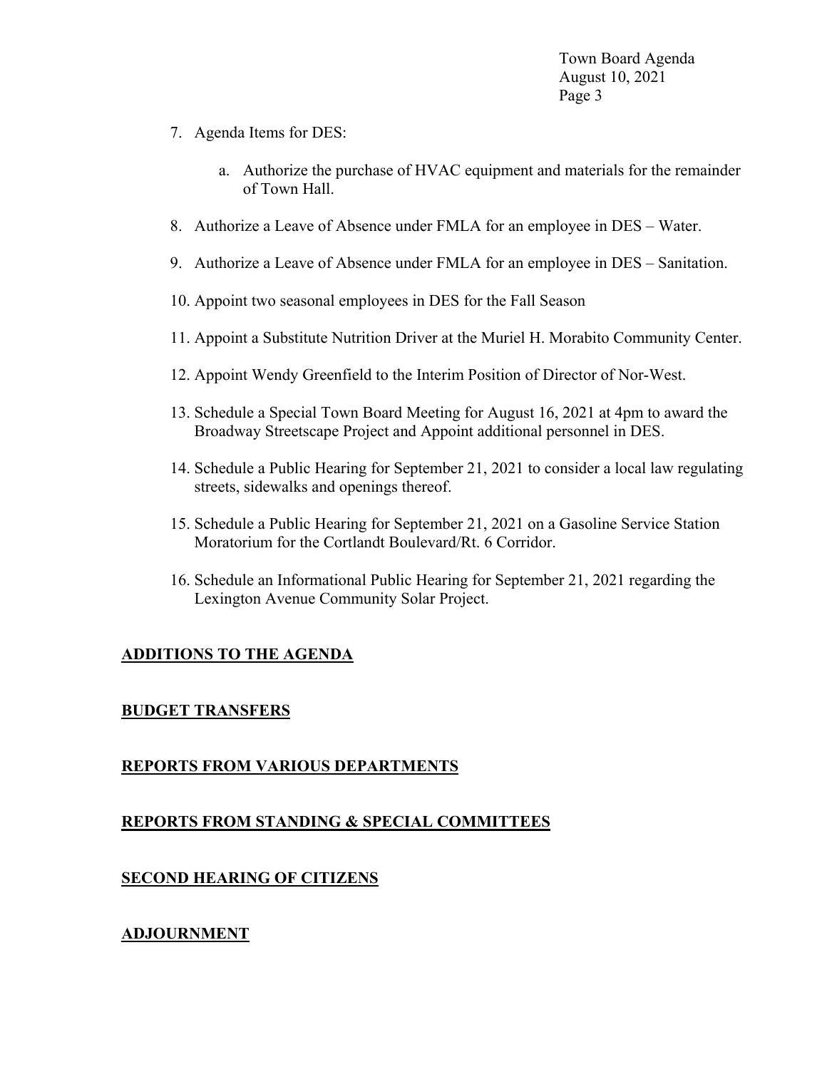7. Agenda Items for DES:

    a. Authorize the purchase of HVAC equipment and materials for the remainder of Town Hall.

8. Authorize a Leave of Absence under FMLA for an employee in DES – Water.

9. Authorize a Leave of Absence under FMLA for an employee in DES – Sanitation.

10. Appoint two seasonal employees in DES for the Fall Season

11. Appoint a Substitute Nutrition Driver at the Muriel H. Morabito Community Center.

12. Appoint Wendy Greenfield to the Interim Position of Director of Nor-West.

13. Schedule a Special Town Board Meeting for August 16, 2021 at 4pm to award the Broadway Streetscape Project and Appoint additional personnel in DES.

14. Schedule a Public Hearing for September 21, 2021 to consider a local law regulating streets, sidewalks and openings thereof.

15. Schedule a Public Hearing for September 21, 2021 on a Gasoline Service Station Moratorium for the Cortlandt Boulevard/Rt. 6 Corridor.

16. Schedule an Informational Public Hearing for September 21, 2021 regarding the Lexington Avenue Community Solar Project.

## ADDITIONS TO THE AGENDA

## BUDGET TRANSFERS

## REPORTS FROM VARIOUS DEPARTMENTS

## REPORTS FROM STANDING & SPECIAL COMMITTEES

## SECOND HEARING OF CITIZENS

## ADJOURNMENT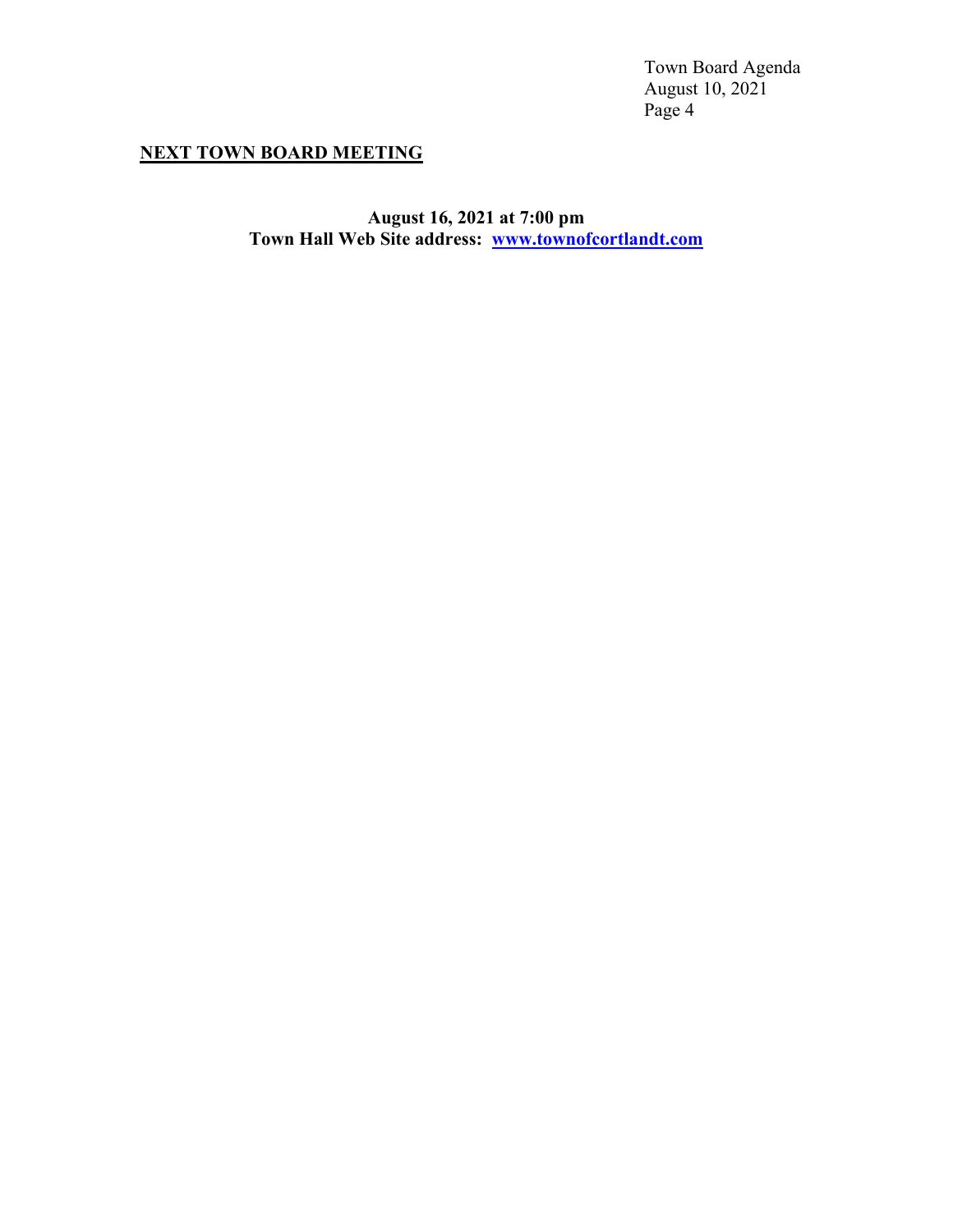## NEXT TOWN BOARD MEETING

**August 16, 2021 at 7:00 pm**
**Town Hall Web Site address: [www.townofcortlandt.com](http://www.townofcortlandt.com)**